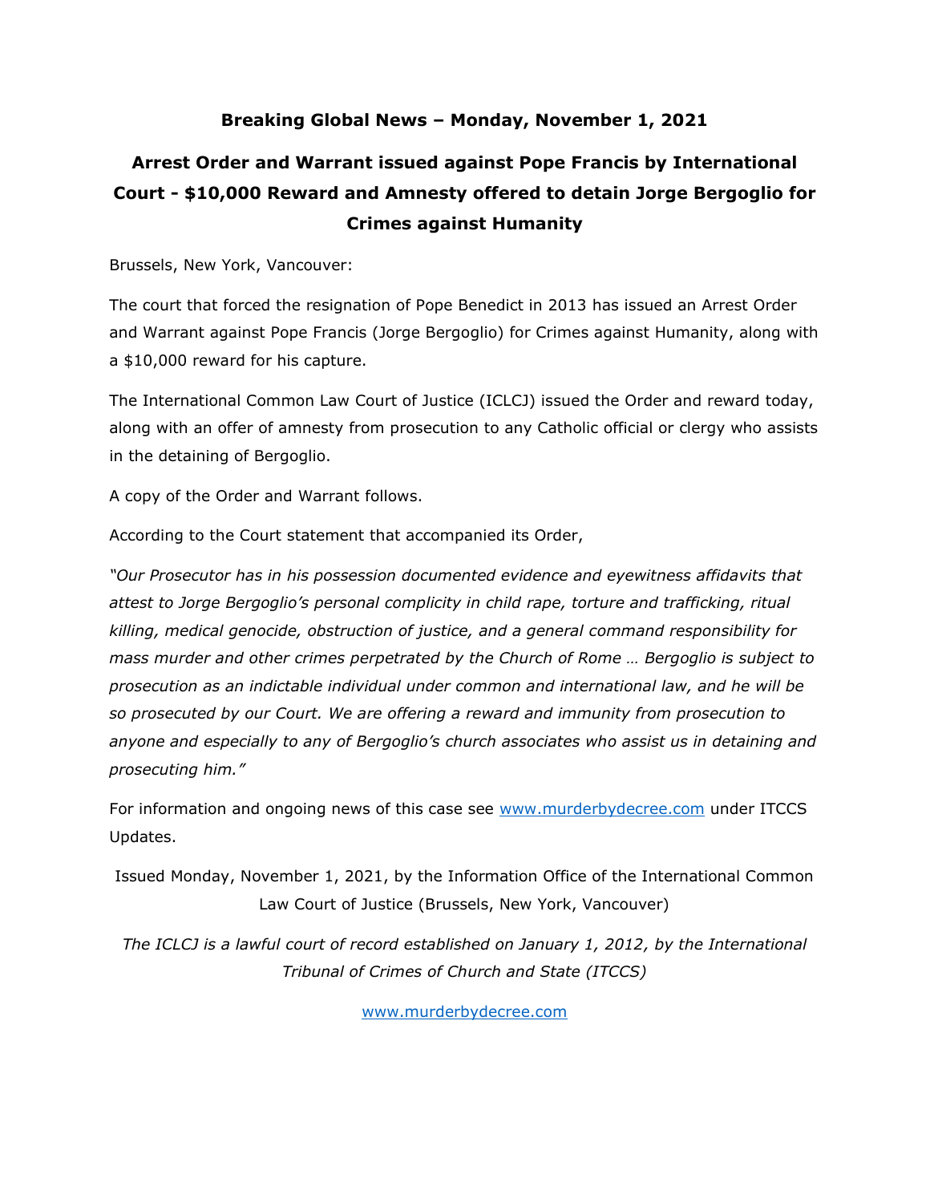**Breaking Global News – Monday, November 1, 2021**

# Arrest Order and Warrant issued against Pope Francis by International Court - $10,000 Reward and Amnesty offered to detain Jorge Bergoglio for Crimes against Humanity

Brussels, New York, Vancouver:

The court that forced the resignation of Pope Benedict in 2013 has issued an Arrest Order and Warrant against Pope Francis (Jorge Bergoglio) for Crimes against Humanity, along with a $10,000 reward for his capture.

The International Common Law Court of Justice (ICLCJ) issued the Order and reward today, along with an offer of amnesty from prosecution to any Catholic official or clergy who assists in the detaining of Bergoglio.

A copy of the Order and Warrant follows.

According to the Court statement that accompanied its Order,

*"Our Prosecutor has in his possession documented evidence and eyewitness affidavits that attest to Jorge Bergoglio's personal complicity in child rape, torture and trafficking, ritual killing, medical genocide, obstruction of justice, and a general command responsibility for mass murder and other crimes perpetrated by the Church of Rome … Bergoglio is subject to prosecution as an indictable individual under common and international law, and he will be so prosecuted by our Court. We are offering a reward and immunity from prosecution to anyone and especially to any of Bergoglio's church associates who assist us in detaining and prosecuting him."*

For information and ongoing news of this case see www.murderbydecree.com under ITCCS Updates.

Issued Monday, November 1, 2021, by the Information Office of the International Common Law Court of Justice (Brussels, New York, Vancouver)

*The ICLCJ is a lawful court of record established on January 1, 2012, by the International Tribunal of Crimes of Church and State (ITCCS)*

www.murderbydecree.com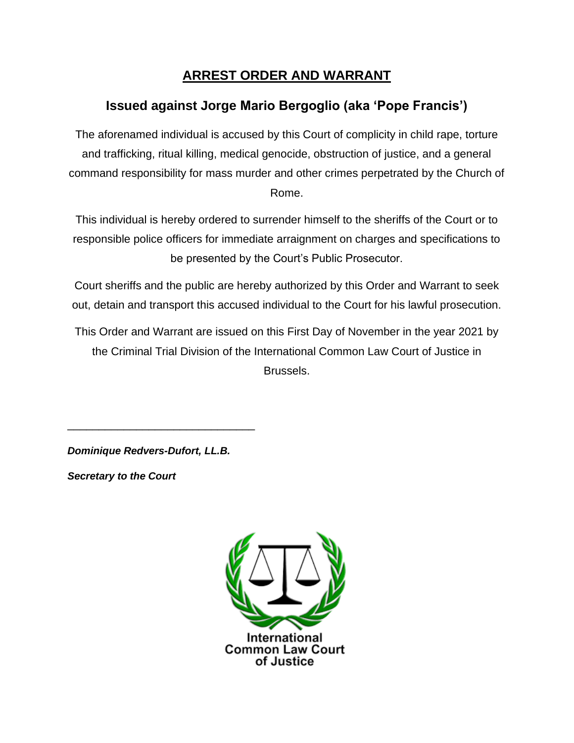# ARREST ORDER AND WARRANT

## Issued against Jorge Mario Bergoglio (aka 'Pope Francis')

The aforenamed individual is accused by this Court of complicity in child rape, torture and trafficking, ritual killing, medical genocide, obstruction of justice, and a general command responsibility for mass murder and other crimes perpetrated by the Church of Rome.

This individual is hereby ordered to surrender himself to the sheriffs of the Court or to responsible police officers for immediate arraignment on charges and specifications to be presented by the Court's Public Prosecutor.

Court sheriffs and the public are hereby authorized by this Order and Warrant to seek out, detain and transport this accused individual to the Court for his lawful prosecution.

This Order and Warrant are issued on this First Day of November in the year 2021 by the Criminal Trial Division of the International Common Law Court of Justice in Brussels.

______________________________

***Dominique Redvers-Dufort, LL.B.***

***Secretary to the Court***

International Common Law Court of Justice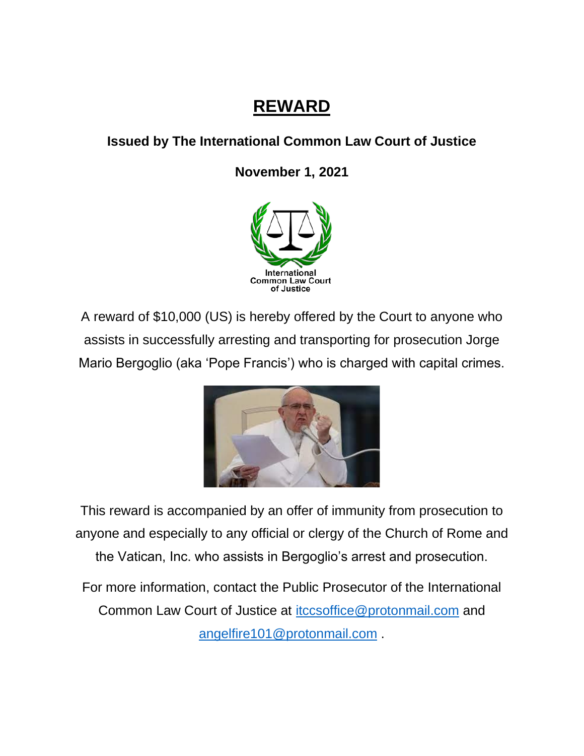# REWARD

**Issued by The International Common Law Court of Justice**

**November 1, 2021**

A reward of $10,000 (US) is hereby offered by the Court to anyone who assists in successfully arresting and transporting for prosecution Jorge Mario Bergoglio (aka 'Pope Francis') who is charged with capital crimes.

This reward is accompanied by an offer of immunity from prosecution to anyone and especially to any official or clergy of the Church of Rome and the Vatican, Inc. who assists in Bergoglio's arrest and prosecution.

For more information, contact the Public Prosecutor of the International Common Law Court of Justice at itccsoffice@protonmail.com and angelfire101@protonmail.com .